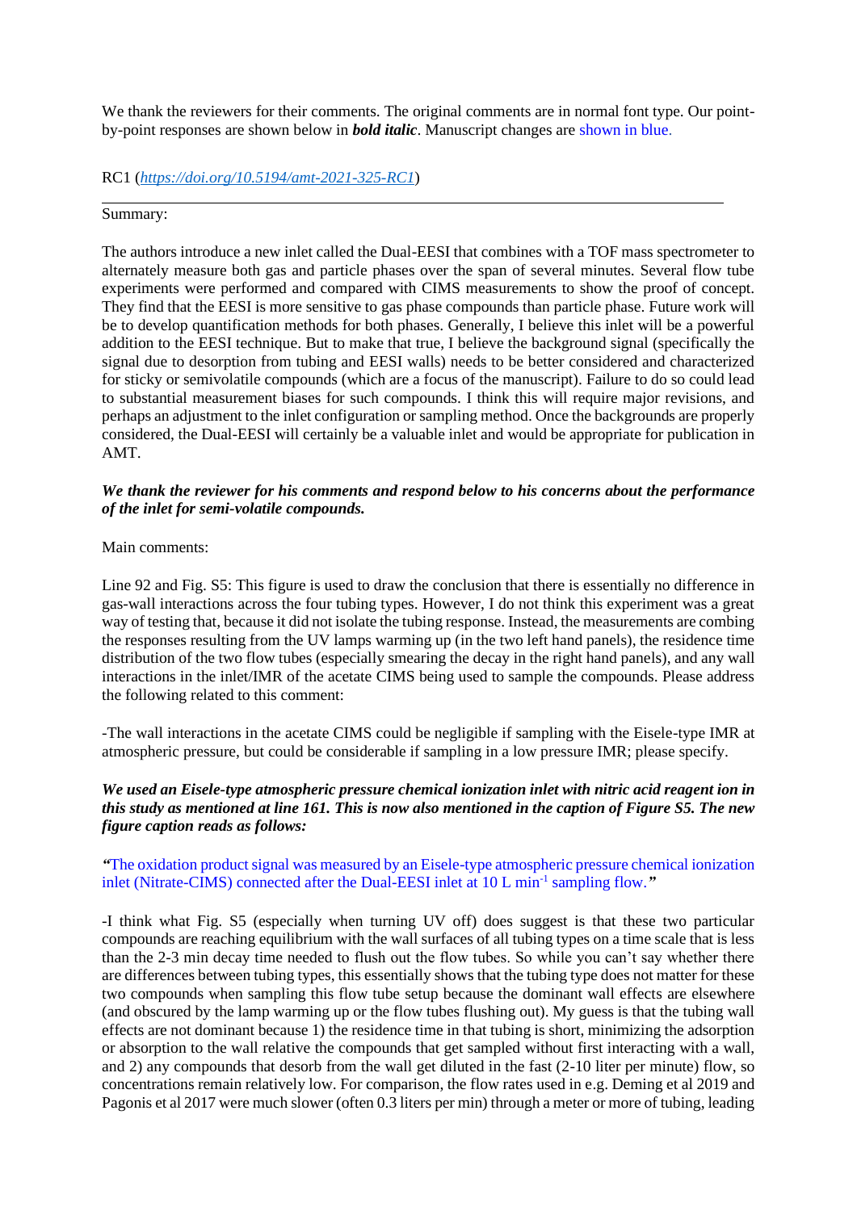We thank the reviewers for their comments. The original comments are in normal font type. Our point-by-point responses are shown below in ***bold italic***. Manuscript changes are shown in blue.

RC1 (*https://doi.org/10.5194/amt-2021-325-RC1*)

---

Summary:

The authors introduce a new inlet called the Dual-EESI that combines with a TOF mass spectrometer to alternately measure both gas and particle phases over the span of several minutes. Several flow tube experiments were performed and compared with CIMS measurements to show the proof of concept. They find that the EESI is more sensitive to gas phase compounds than particle phase. Future work will be to develop quantification methods for both phases. Generally, I believe this inlet will be a powerful addition to the EESI technique. But to make that true, I believe the background signal (specifically the signal due to desorption from tubing and EESI walls) needs to be better considered and characterized for sticky or semivolatile compounds (which are a focus of the manuscript). Failure to do so could lead to substantial measurement biases for such compounds. I think this will require major revisions, and perhaps an adjustment to the inlet configuration or sampling method. Once the backgrounds are properly considered, the Dual-EESI will certainly be a valuable inlet and would be appropriate for publication in AMT.

***We thank the reviewer for his comments and respond below to his concerns about the performance of the inlet for semi-volatile compounds.***

Main comments:

Line 92 and Fig. S5: This figure is used to draw the conclusion that there is essentially no difference in gas-wall interactions across the four tubing types. However, I do not think this experiment was a great way of testing that, because it did not isolate the tubing response. Instead, the measurements are combing the responses resulting from the UV lamps warming up (in the two left hand panels), the residence time distribution of the two flow tubes (especially smearing the decay in the right hand panels), and any wall interactions in the inlet/IMR of the acetate CIMS being used to sample the compounds. Please address the following related to this comment:

-The wall interactions in the acetate CIMS could be negligible if sampling with the Eisele-type IMR at atmospheric pressure, but could be considerable if sampling in a low pressure IMR; please specify.

***We used an Eisele-type atmospheric pressure chemical ionization inlet with nitric acid reagent ion in this study as mentioned at line 161. This is now also mentioned in the caption of Figure S5. The new figure caption reads as follows:***

***"***The oxidation product signal was measured by an Eisele-type atmospheric pressure chemical ionization inlet (Nitrate-CIMS) connected after the Dual-EESI inlet at 10 L min$^{-1}$ sampling flow.***"***

-I think what Fig. S5 (especially when turning UV off) does suggest is that these two particular compounds are reaching equilibrium with the wall surfaces of all tubing types on a time scale that is less than the 2-3 min decay time needed to flush out the flow tubes. So while you can't say whether there are differences between tubing types, this essentially shows that the tubing type does not matter for these two compounds when sampling this flow tube setup because the dominant wall effects are elsewhere (and obscured by the lamp warming up or the flow tubes flushing out). My guess is that the tubing wall effects are not dominant because 1) the residence time in that tubing is short, minimizing the adsorption or absorption to the wall relative the compounds that get sampled without first interacting with a wall, and 2) any compounds that desorb from the wall get diluted in the fast (2-10 liter per minute) flow, so concentrations remain relatively low. For comparison, the flow rates used in e.g. Deming et al 2019 and Pagonis et al 2017 were much slower (often 0.3 liters per min) through a meter or more of tubing, leading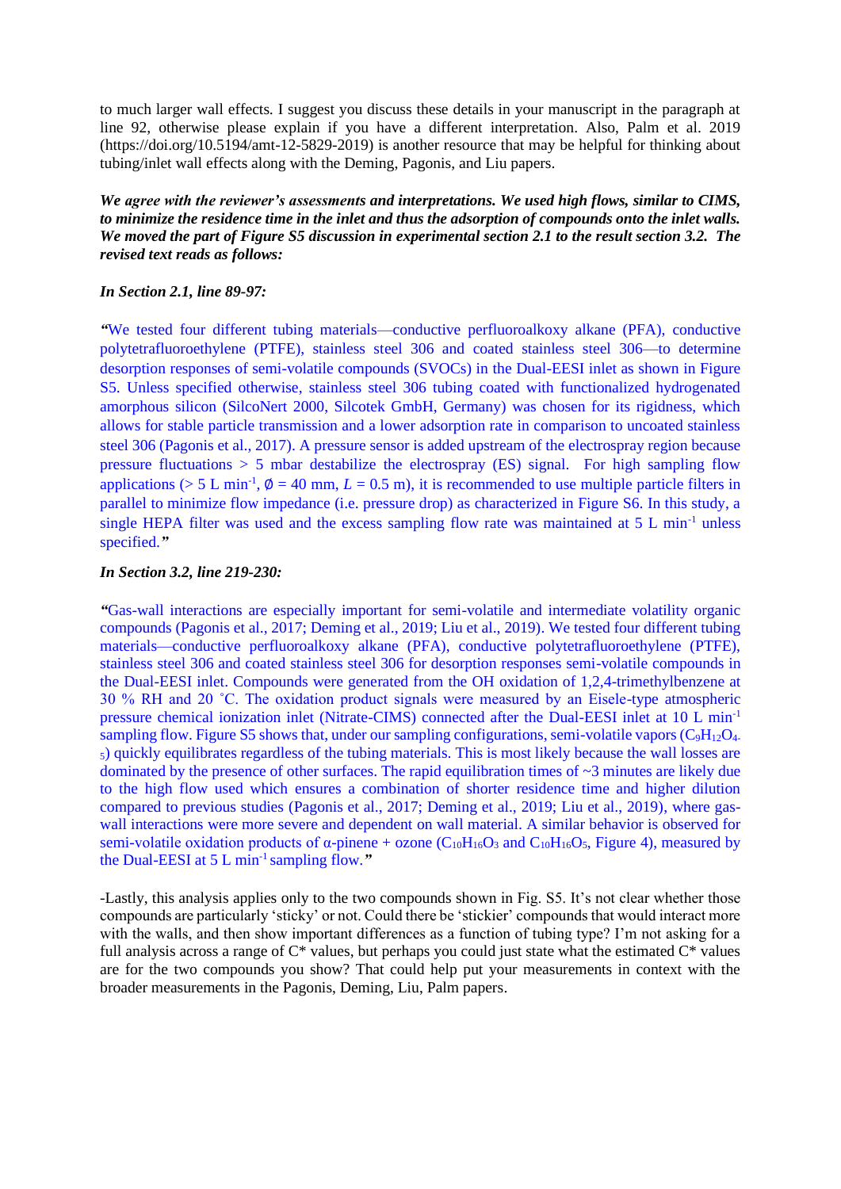to much larger wall effects. I suggest you discuss these details in your manuscript in the paragraph at line 92, otherwise please explain if you have a different interpretation. Also, Palm et al. 2019 (https://doi.org/10.5194/amt-12-5829-2019) is another resource that may be helpful for thinking about tubing/inlet wall effects along with the Deming, Pagonis, and Liu papers.

***We agree with the reviewer's assessments and interpretations. We used high flows, similar to CIMS, to minimize the residence time in the inlet and thus the adsorption of compounds onto the inlet walls. We moved the part of Figure S5 discussion in experimental section 2.1 to the result section 3.2. The revised text reads as follows:***

***In Section 2.1, line 89-97:***

***"***We tested four different tubing materials—conductive perfluoroalkoxy alkane (PFA), conductive polytetrafluoroethylene (PTFE), stainless steel 306 and coated stainless steel 306—to determine desorption responses of semi-volatile compounds (SVOCs) in the Dual-EESI inlet as shown in Figure S5. Unless specified otherwise, stainless steel 306 tubing coated with functionalized hydrogenated amorphous silicon (SilcoNert 2000, Silcotek GmbH, Germany) was chosen for its rigidness, which allows for stable particle transmission and a lower adsorption rate in comparison to uncoated stainless steel 306 (Pagonis et al., 2017). A pressure sensor is added upstream of the electrospray region because pressure fluctuations > 5 mbar destabilize the electrospray (ES) signal. For high sampling flow applications (> 5 L min$^{-1}$, ∅ = 40 mm, $L$ = 0.5 m), it is recommended to use multiple particle filters in parallel to minimize flow impedance (i.e. pressure drop) as characterized in Figure S6. In this study, a single HEPA filter was used and the excess sampling flow rate was maintained at 5 L min$^{-1}$ unless specified.***"***

***In Section 3.2, line 219-230:***

***"***Gas-wall interactions are especially important for semi-volatile and intermediate volatility organic compounds (Pagonis et al., 2017; Deming et al., 2019; Liu et al., 2019). We tested four different tubing materials—conductive perfluoroalkoxy alkane (PFA), conductive polytetrafluoroethylene (PTFE), stainless steel 306 and coated stainless steel 306 for desorption responses semi-volatile compounds in the Dual-EESI inlet. Compounds were generated from the OH oxidation of 1,2,4-trimethylbenzene at 30 % RH and 20 ˚C. The oxidation product signals were measured by an Eisele-type atmospheric pressure chemical ionization inlet (Nitrate-CIMS) connected after the Dual-EESI inlet at 10 L min$^{-1}$ sampling flow. Figure S5 shows that, under our sampling configurations, semi-volatile vapors ($C_9H_{12}O_{4\text{-}5}$) quickly equilibrates regardless of the tubing materials. This is most likely because the wall losses are dominated by the presence of other surfaces. The rapid equilibration times of ~3 minutes are likely due to the high flow used which ensures a combination of shorter residence time and higher dilution compared to previous studies (Pagonis et al., 2017; Deming et al., 2019; Liu et al., 2019), where gas-wall interactions were more severe and dependent on wall material. A similar behavior is observed for semi-volatile oxidation products of α-pinene + ozone ($C_{10}H_{16}O_3$ and $C_{10}H_{16}O_5$, Figure 4), measured by the Dual-EESI at 5 L min$^{-1}$ sampling flow.***"***

-Lastly, this analysis applies only to the two compounds shown in Fig. S5. It's not clear whether those compounds are particularly 'sticky' or not. Could there be 'stickier' compounds that would interact more with the walls, and then show important differences as a function of tubing type? I'm not asking for a full analysis across a range of C* values, but perhaps you could just state what the estimated C* values are for the two compounds you show? That could help put your measurements in context with the broader measurements in the Pagonis, Deming, Liu, Palm papers.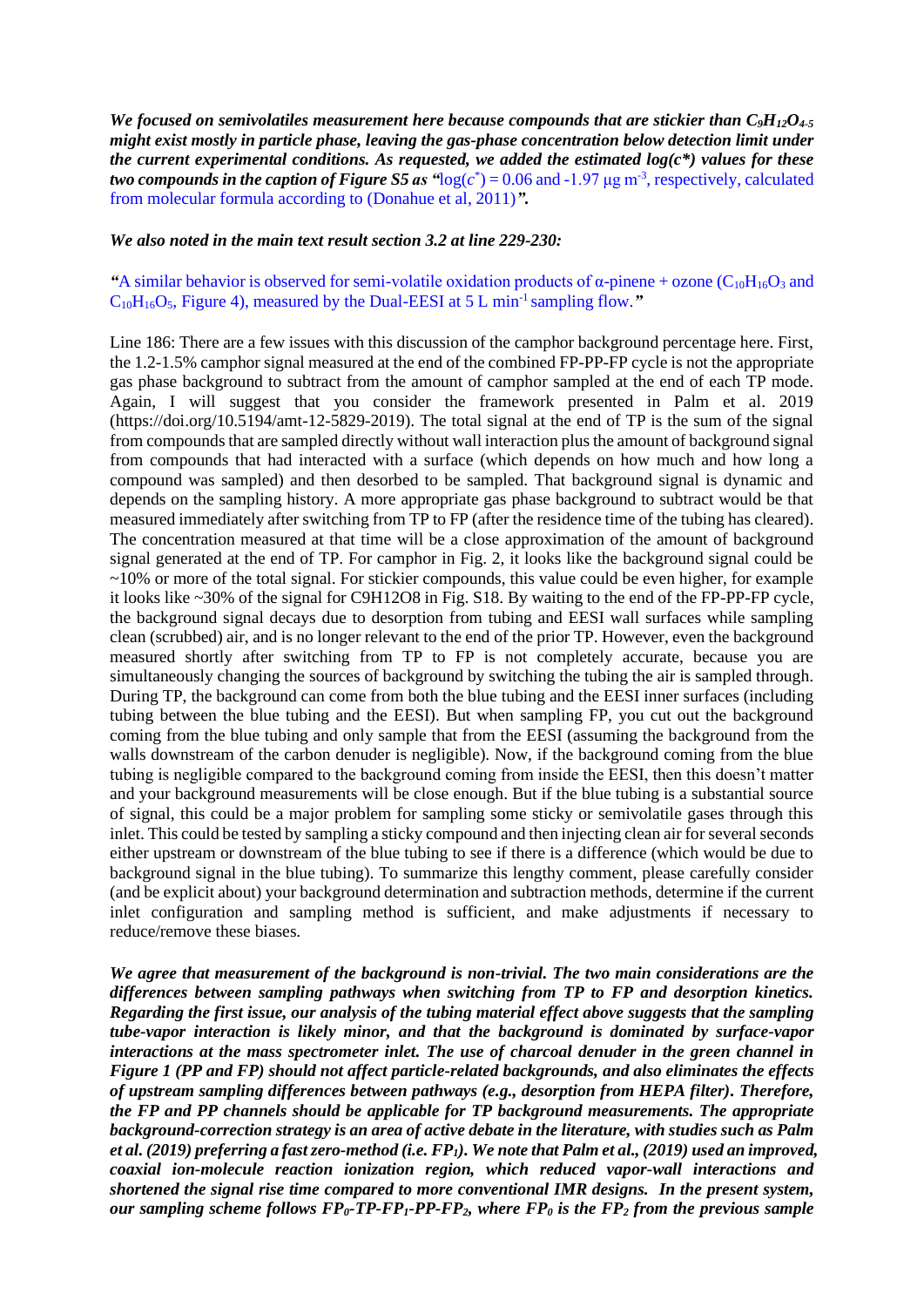***We focused on semivolatiles measurement here because compounds that are stickier than $C_9H_{12}O_{4\text{-}5}$ might exist mostly in particle phase, leaving the gas-phase concentration below detection limit under the current experimental conditions. As requested, we added the estimated log(c\*) values for these two compounds in the caption of Figure S5 as "***log($c^*$) = 0.06 and -1.97 μg m$^{-3}$, respectively, calculated from molecular formula according to (Donahue et al, 2011)***".***

***We also noted in the main text result section 3.2 at line 229-230:***

***"***A similar behavior is observed for semi-volatile oxidation products of α-pinene + ozone ($C_{10}H_{16}O_3$ and $C_{10}H_{16}O_5$, Figure 4), measured by the Dual-EESI at 5 L min$^{-1}$ sampling flow.***"***

Line 186: There are a few issues with this discussion of the camphor background percentage here. First, the 1.2-1.5% camphor signal measured at the end of the combined FP-PP-FP cycle is not the appropriate gas phase background to subtract from the amount of camphor sampled at the end of each TP mode. Again, I will suggest that you consider the framework presented in Palm et al. 2019 (https://doi.org/10.5194/amt-12-5829-2019). The total signal at the end of TP is the sum of the signal from compounds that are sampled directly without wall interaction plus the amount of background signal from compounds that had interacted with a surface (which depends on how much and how long a compound was sampled) and then desorbed to be sampled. That background signal is dynamic and depends on the sampling history. A more appropriate gas phase background to subtract would be that measured immediately after switching from TP to FP (after the residence time of the tubing has cleared). The concentration measured at that time will be a close approximation of the amount of background signal generated at the end of TP. For camphor in Fig. 2, it looks like the background signal could be ~10% or more of the total signal. For stickier compounds, this value could be even higher, for example it looks like ~30% of the signal for C9H12O8 in Fig. S18. By waiting to the end of the FP-PP-FP cycle, the background decays due to desorption from tubing and EESI wall surfaces while sampling clean (scrubbed) air, and is no longer relevant to the end of the prior TP. However, even the background measured shortly after switching from TP to FP is not completely accurate, because you are simultaneously changing the sources of background by switching the tubing the air is sampled through. During TP, the background can come from both the blue tubing and the EESI inner surfaces (including tubing between the blue tubing and the EESI). But when sampling FP, you cut out the background coming from the blue tubing and only sample that from the EESI (assuming the background from the walls downstream of the carbon denuder is negligible). Now, if the background coming from the blue tubing is negligible compared to the background coming from inside the EESI, then this doesn't matter and your background measurements will be close enough. But if the blue tubing is a substantial source of signal, this could be a major problem for sampling some sticky or semivolatile gases through this inlet. This could be tested by sampling a sticky compound and then injecting clean air for several seconds either upstream or downstream of the blue tubing to see if there is a difference (which would be due to background signal in the blue tubing). To summarize this lengthy comment, please carefully consider (and be explicit about) your background determination and subtraction methods, determine if the current inlet configuration and sampling method is sufficient, and make adjustments if necessary to reduce/remove these biases.

***We agree that measurement of the background is non-trivial. The two main considerations are the differences between sampling pathways when switching from TP to FP and desorption kinetics. Regarding the first issue, our analysis of the tubing material effect above suggests that the sampling tube-vapor interaction is likely minor, and that the background is dominated by surface-vapor interactions at the mass spectrometer inlet. The use of charcoal denuder in the green channel in Figure 1 (PP and FP) should not affect particle-related backgrounds, and also eliminates the effects of upstream sampling differences between pathways (e.g., desorption from HEPA filter). Therefore, the FP and PP channels should be applicable for TP background measurements. The appropriate background-correction strategy is an area of active debate in the literature, with studies such as Palm et al. (2019) preferring a fast zero-method (i.e. $FP_1$). We note that Palm et al., (2019) used an improved, coaxial ion-molecule reaction ionization region, which reduced vapor-wall interactions and shortened the signal rise time compared to more conventional IMR designs. In the present system, our sampling scheme follows $FP_0$-TP-$FP_1$-PP-$FP_2$, where $FP_0$ is the $FP_2$ from the previous sample***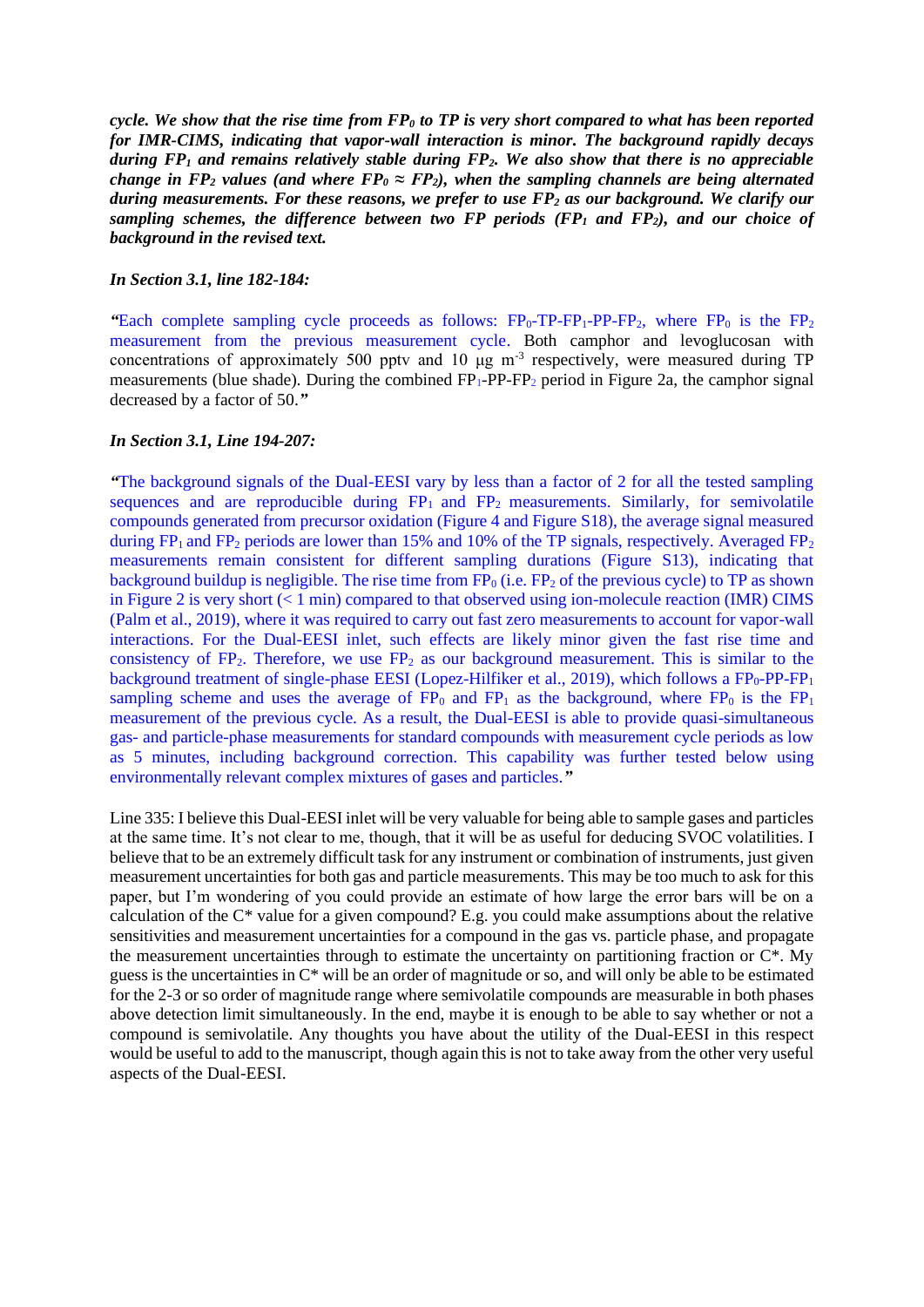***cycle. We show that the rise time from $FP_0$ to TP is very short compared to what has been reported for IMR-CIMS, indicating that vapor-wall interaction is minor. The background rapidly decays during $FP_1$ and remains relatively stable during $FP_2$. We also show that there is no appreciable change in $FP_2$ values (and where $FP_0 \approx FP_2$), when the sampling channels are being alternated during measurements. For these reasons, we prefer to use $FP_2$ as our background. We clarify our sampling schemes, the difference between two FP periods ($FP_1$ and $FP_2$), and our choice of background in the revised text.***

***In Section 3.1, line 182-184:***

"Each complete sampling cycle proceeds as follows: $FP_0$-TP-$FP_1$-PP-$FP_2$, where $FP_0$ is the $FP_2$ measurement from the previous measurement cycle. Both camphor and levoglucosan with concentrations of approximately 500 pptv and 10 μg $m^{-3}$ respectively, were measured during TP measurements (blue shade). During the combined $FP_1$-PP-$FP_2$ period in Figure 2a, the camphor signal decreased by a factor of 50."

***In Section 3.1, Line 194-207:***

"The background signals of the Dual-EESI vary by less than a factor of 2 for all the tested sampling sequences and are reproducible during $FP_1$ and $FP_2$ measurements. Similarly, for semivolatile compounds generated from precursor oxidation (Figure 4 and Figure S18), the average signal measured during $FP_1$ and $FP_2$ periods are lower than 15% and 10% of the TP signals, respectively. Averaged $FP_2$ measurements remain consistent for different sampling durations (Figure S13), indicating that background buildup is negligible. The rise time from $FP_0$ (i.e. $FP_2$ of the previous cycle) to TP as shown in Figure 2 is very short (< 1 min) compared to that observed using ion-molecule reaction (IMR) CIMS (Palm et al., 2019), where it was required to carry out fast zero measurements to account for vapor-wall interactions. For the Dual-EESI inlet, such effects are likely minor given the fast rise time and consistency of $FP_2$. Therefore, we use $FP_2$ as our background measurement. This is similar to the background treatment of single-phase EESI (Lopez-Hilfiker et al., 2019), which follows a $FP_0$-PP-$FP_1$ sampling scheme and uses the average of $FP_0$ and $FP_1$ as the background, where $FP_0$ is the $FP_1$ measurement of the previous cycle. As a result, the Dual-EESI is able to provide quasi-simultaneous gas- and particle-phase measurements for standard compounds with measurement cycle periods as low as 5 minutes, including background correction. This capability was further tested below using environmentally relevant complex mixtures of gases and particles."

Line 335: I believe this Dual-EESI inlet will be very valuable for being able to sample gases and particles at the same time. It's not clear to me, though, that it will be as useful for deducing SVOC volatilities. I believe that to be an extremely difficult task for any instrument or combination of instruments, just given measurement uncertainties for both gas and particle measurements. This may be too much to ask for this paper, but I'm wondering of you could provide an estimate of how large the error bars will be on a calculation of the C* value for a given compound? E.g. you could make assumptions about the relative sensitivities and measurement uncertainties for a compound in the gas vs. particle phase, and propagate the measurement uncertainties through to estimate the uncertainty on partitioning fraction or C*. My guess is the uncertainties in C* will be an order of magnitude or so, and will only be able to be estimated for the 2-3 or so order of magnitude range where semivolatile compounds are measurable in both phases above detection limit simultaneously. In the end, maybe it is enough to be able to say whether or not a compound is semivolatile. Any thoughts you have about the utility of the Dual-EESI in this respect would be useful to add to the manuscript, though again this is not to take away from the other very useful aspects of the Dual-EESI.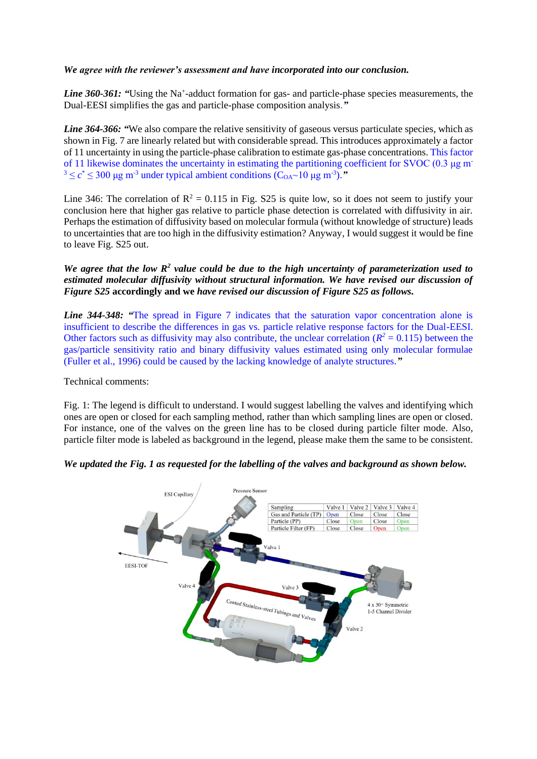***We agree with the reviewer's assessment and have incorporated into our conclusion.***

***Line 360-361:*** "Using the $Na^+$-adduct formation for gas- and particle-phase species measurements, the Dual-EESI simplifies the gas and particle-phase composition analysis.*"*

***Line 364-366:*** "We also compare the relative sensitivity of gaseous versus particulate species, which as shown in Fig. 7 are linearly related but with considerable spread. This introduces approximately a factor of 11 uncertainty in using the particle-phase calibration to estimate gas-phase concentrations. This factor of 11 likewise dominates the uncertainty in estimating the partitioning coefficient for SVOC (0.3 µg $m^{-3} \leq c^* \leq$ 300 µg $m^{-3}$ under typical ambient conditions ($C_{OA}$~10 µg $m^{-3}$).*"*

Line 346: The correlation of $R^2$ = 0.115 in Fig. S25 is quite low, so it does not seem to justify your conclusion here that higher gas relative to particle phase detection is correlated with diffusivity in air. Perhaps the estimation of diffusivity based on molecular formula (without knowledge of structure) leads to uncertainties that are too high in the diffusivity estimation? Anyway, I would suggest it would be fine to leave Fig. S25 out.

***We agree that the low $R^2$ value could be due to the high uncertainty of parameterization used to estimated molecular diffusivity without structural information. We have revised our discussion of Figure S25* accordingly and we *have revised our discussion of Figure S25 as follows.***

***Line 344-348:*** "The spread in Figure 7 indicates that the saturation vapor concentration alone is insufficient to describe the differences in gas vs. particle relative response factors for the Dual-EESI. Other factors such as diffusivity may also contribute, the unclear correlation ($R^2$ = 0.115) between the gas/particle sensitivity ratio and binary diffusivity values estimated using only molecular formulae (Fuller et al., 1996) could be caused by the lacking knowledge of analyte structures.*"*

Technical comments:

Fig. 1: The legend is difficult to understand. I would suggest labelling the valves and identifying which ones are open or closed for each sampling method, rather than which sampling lines are open or closed. For instance, one of the valves on the green line has to be closed during particle filter mode. Also, particle filter mode is labeled as background in the legend, please make them the same to be consistent.

***We updated the Fig. 1 as requested for the labelling of the valves and background as shown below.***

| Sampling | Valve 1 | Valve 2 | Valve 3 | Valve 4 |
|---|---|---|---|---|
| Gas and Particle (TP) | Open | Close | Close | Close |
| Particle (PP) | Close | Open | Close | Open |
| Particle Filter (FP) | Close | Close | Open | Open |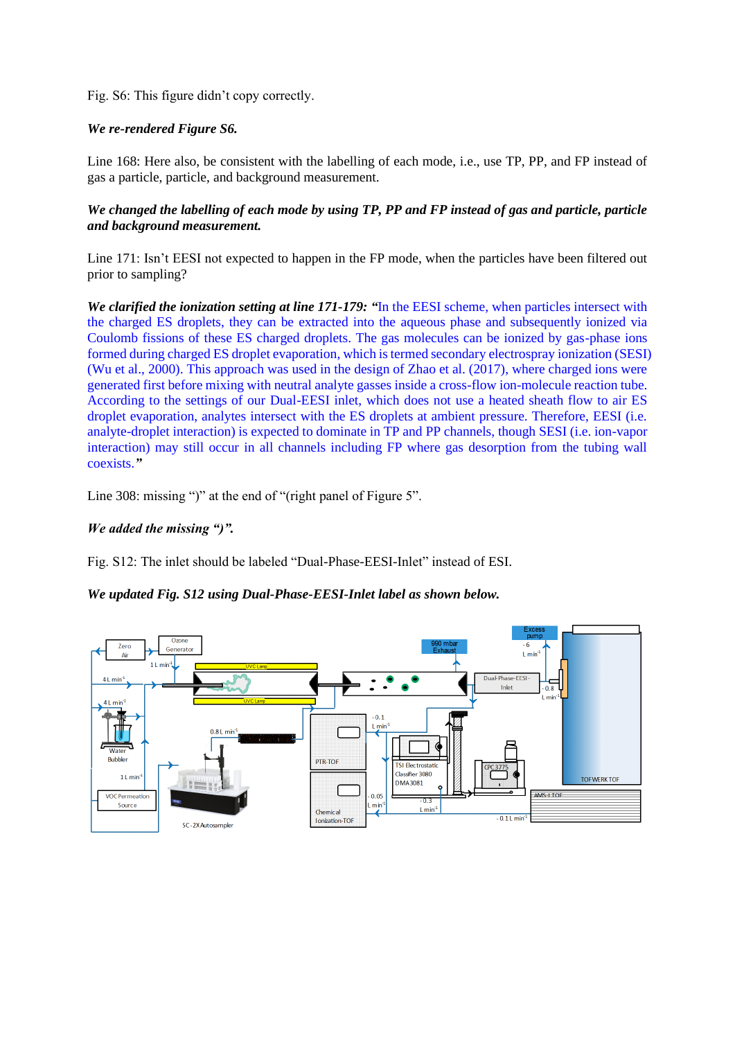Fig. S6: This figure didn't copy correctly.

***We re-rendered Figure S6.***

Line 168: Here also, be consistent with the labelling of each mode, i.e., use TP, PP, and FP instead of gas a particle, particle, and background measurement.

***We changed the labelling of each mode by using TP, PP and FP instead of gas and particle, particle and background measurement.***

Line 171: Isn't EESI not expected to happen in the FP mode, when the particles have been filtered out prior to sampling?

***We clarified the ionization setting at line 171-179: "***In the EESI scheme, when particles intersect with the charged ES droplets, they can be extracted into the aqueous phase and subsequently ionized via Coulomb fissions of these ES charged droplets. The gas molecules can be ionized by gas-phase ions formed during charged ES droplet evaporation, which is termed secondary electrospray ionization (SESI) (Wu et al., 2000). This approach was used in the design of Zhao et al. (2017), where charged ions were generated first before mixing with neutral analyte gasses inside a cross-flow ion-molecule reaction tube. According to the settings of our Dual-EESI inlet, which does not use a heated sheath flow to air ES droplet evaporation, analytes intersect with the ES droplets at ambient pressure. Therefore, EESI (i.e. analyte-droplet interaction) is expected to dominate in TP and PP channels, though SESI (i.e. ion-vapor interaction) may still occur in all channels including FP where gas desorption from the tubing wall coexists.***"***

Line 308: missing ")" at the end of "(right panel of Figure 5".

***We added the missing ")".***

Fig. S12: The inlet should be labeled "Dual-Phase-EESI-Inlet" instead of ESI.

***We updated Fig. S12 using Dual-Phase-EESI-Inlet label as shown below.***

Zero Air
Ozone Generator
1 L min$^{-1}$
4 L min$^{-1}$
4 L min$^{-1}$
UVC Lamp
UVC Lamp
Water Bubbler
1 L min$^{-1}$
VOC Permeation Source
0.8 L min$^{-1}$
SC-2X Autosampler
990 mbar Exhaust
Excess pump
- 6 L min$^{-1}$
Dual-Phase-EESI-Inlet
- 0.8 L min$^{-1}$
- 0.1 L min$^{-1}$
PTR-TOF
Chemical Ionization-TOF
- 0.05 L min$^{-1}$
TSI Electrostatic Classifier 3080 DMA3081
- 0.3 L min$^{-1}$
CPC 3775
- 0.1 L min$^{-1}$
TOFWERK TOF
AMS-LTOF